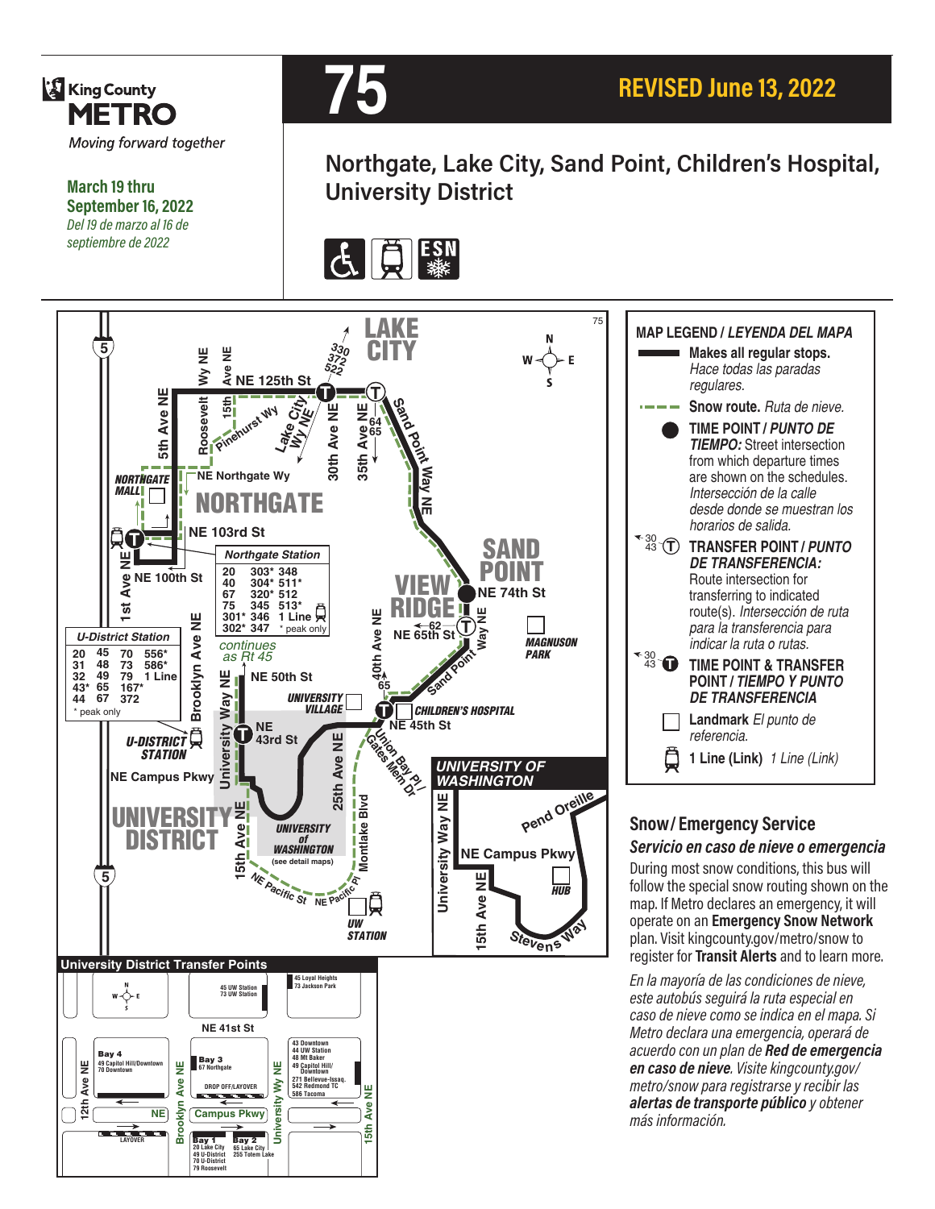King County METRO

*Moving forward together*

**March 19 thru September 16, 2022**
*Del 19 de marzo al 16 de septiembre de 2022*

# 75

**REVISED June 13, 2022**

## Northgate, Lake City, Sand Point, Children's Hospital, University District

**Northgate Station**

| | | |
|---|---|---|
| 20 | 303* | 348 |
| 40 | 304* | 511* |
| 67 | 320* | 512 |
| 75 | 345 | 513* |
| 301* | 346 | 1 Line |
| 302* | 347 | |

\* peak only

**U-District Station**

| | | | | |
|---|---|---|---|---|
| 20 | 45 | 70 | 556* | |
| 31 | 48 | 73 | 586* | |
| 32 | 49 | 79 | 1 Line | |
| 43* | 65 | 167* | | |
| 44 | 67 | 372 | | |

\* peak only

*continues as Rt 45*

### MAP LEGEND / *LEYENDA DEL MAPA*

- **Makes all regular stops.** *Hace todas las paradas regulares.*
- **Snow route.** *Ruta de nieve.*
- **TIME POINT / *PUNTO DE TIEMPO:*** Street intersection from which departure times are shown on the schedules. *Intersección de la calle desde donde se muestran los horarios de salida.*
- **TRANSFER POINT / *PUNTO DE TRANSFERENCIA:*** Route intersection for transferring to indicated route(s). *Intersección de ruta para la transferencia para indicar la ruta o rutas.*
- **TIME POINT & TRANSFER POINT / *TIEMPO Y PUNTO DE TRANSFERENCIA***
- **Landmark** *El punto de referencia.*
- **1 Line (Link)** *1 Line (Link)*

### University District Transfer Points

- 45 UW Station, 73 UW Station
- 45 Loyal Heights, 73 Jackson Park
- Bay 4: 49 Capitol Hill/Downtown, 70 Downtown
- Bay 3: 67 Northgate
- 43 Downtown, 44 UW Station, 48 Mt Baker, 49 Capitol Hill/Downtown, 271 Bellevue-Issaq., 542 Redmond TC, 586 Tacoma
- Bay 1: 20 Lake City, 49 U-District, 70 U-District, 79 Roosevelt
- Bay 2: 65 Lake City, 255 Totem Lake

## Snow/Emergency Service

### *Servicio en caso de nieve o emergencia*

During most snow conditions, this bus will follow the special snow routing shown on the map. If Metro declares an emergency, it will operate on an **Emergency Snow Network** plan. Visit kingcounty.gov/metro/snow to register for **Transit Alerts** and to learn more.

*En la mayoría de las condiciones de nieve, este autobús seguirá la ruta especial en caso de nieve como se indica en el mapa. Si Metro declara una emergencia, operará de acuerdo con un plan de* ***Red de emergencia en caso de nieve****. Visite kingcounty.gov/metro/snow para registrarse y recibir las* ***alertas de transporte público*** *y obtener más información.*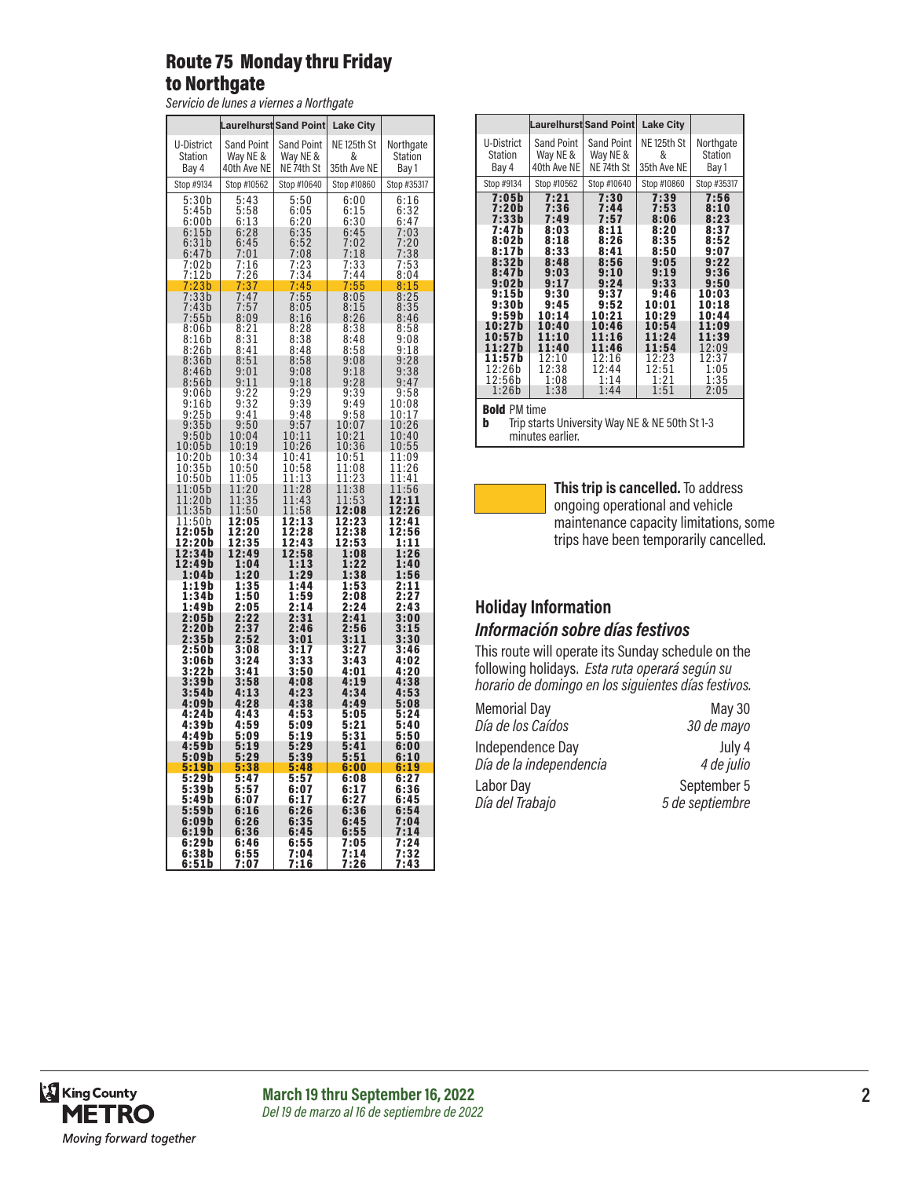# Route 75 Monday thru Friday to Northgate

*Servicio de lunes a viernes a Northgate*

| | Laurelhurst | Sand Point | Lake City | |
|---|---|---|---|---|
| U-District Station Bay 4 | Sand Point Way NE & 40th Ave NE | Sand Point Way NE & NE 74th St | NE 125th St & 35th Ave NE | Northgate Station Bay 1 |
| Stop #9134 | Stop #10562 | Stop #10640 | Stop #10860 | Stop #35317 |
| 5:30b | 5:43 | 5:50 | 6:00 | 6:16 |
| 5:45b | 5:58 | 6:05 | 6:15 | 6:32 |
| 6:00b | 6:13 | 6:20 | 6:30 | 6:47 |
| 6:15b | 6:28 | 6:35 | 6:45 | 7:03 |
| 6:31b | 6:45 | 6:52 | 7:02 | 7:20 |
| 6:47b | 7:01 | 7:08 | 7:18 | 7:38 |
| 7:02b | 7:16 | 7:23 | 7:33 | 7:53 |
| 7:12b | 7:26 | 7:34 | 7:44 | 8:04 |
| 7:23b | 7:37 | 7:45 | 7:55 | 8:15 |
| 7:33b | 7:47 | 7:55 | 8:05 | 8:25 |
| 7:43b | 7:57 | 8:05 | 8:15 | 8:35 |
| 7:55b | 8:09 | 8:16 | 8:26 | 8:46 |
| 8:06b | 8:21 | 8:28 | 8:38 | 8:58 |
| 8:16b | 8:31 | 8:38 | 8:48 | 9:08 |
| 8:26b | 8:41 | 8:48 | 8:58 | 9:18 |
| 8:36b | 8:51 | 8:58 | 9:08 | 9:28 |
| 8:46b | 9:01 | 9:08 | 9:18 | 9:38 |
| 8:56b | 9:11 | 9:18 | 9:28 | 9:47 |
| 9:06b | 9:22 | 9:29 | 9:39 | 9:58 |
| 9:16b | 9:32 | 9:39 | 9:49 | 10:08 |
| 9:25b | 9:41 | 9:48 | 9:58 | 10:17 |
| 9:35b | 9:50 | 9:57 | 10:07 | 10:26 |
| 9:50b | 10:04 | 10:11 | 10:21 | 10:40 |
| 10:05b | 10:19 | 10:26 | 10:36 | 10:55 |
| 10:20b | 10:34 | 10:41 | 10:51 | 11:09 |
| 10:35b | 10:50 | 10:58 | 11:08 | 11:26 |
| 10:50b | 11:05 | 11:13 | 11:23 | 11:41 |
| 11:05b | 11:20 | 11:28 | 11:38 | 11:56 |
| 11:20b | 11:35 | 11:43 | 11:53 | **12:11** |
| 11:35b | 11:50 | 11:58 | **12:08** | **12:26** |
| 11:50b | **12:05** | **12:13** | **12:23** | **12:41** |
| **12:05b** | **12:20** | **12:28** | **12:38** | **12:56** |
| **12:20b** | **12:35** | **12:43** | **12:53** | **1:11** |
| **12:34b** | **12:49** | **12:58** | **1:08** | **1:26** |
| **12:49b** | **1:04** | **1:13** | **1:22** | **1:40** |
| **1:04b** | **1:20** | **1:29** | **1:38** | **1:56** |
| **1:19b** | **1:35** | **1:44** | **1:53** | **2:11** |
| **1:34b** | **1:50** | **1:59** | **2:08** | **2:27** |
| **1:49b** | **2:05** | **2:14** | **2:24** | **2:43** |
| **2:05b** | **2:22** | **2:31** | **2:41** | **3:00** |
| **2:20b** | **2:37** | **2:46** | **2:56** | **3:15** |
| **2:35b** | **2:52** | **3:01** | **3:11** | **3:30** |
| **2:50b** | **3:08** | **3:17** | **3:27** | **3:46** |
| **3:06b** | **3:24** | **3:33** | **3:43** | **4:02** |
| **3:22b** | **3:41** | **3:50** | **4:01** | **4:20** |
| **3:39b** | **3:58** | **4:08** | **4:19** | **4:38** |
| **3:54b** | **4:13** | **4:23** | **4:34** | **4:53** |
| **4:09b** | **4:28** | **4:38** | **4:49** | **5:08** |
| **4:24b** | **4:43** | **4:53** | **5:05** | **5:24** |
| **4:39b** | **4:59** | **5:09** | **5:21** | **5:40** |
| **4:49b** | **5:09** | **5:19** | **5:31** | **5:50** |
| **4:59b** | **5:19** | **5:29** | **5:41** | **6:00** |
| **5:09b** | **5:29** | **5:39** | **5:51** | **6:10** |
| **5:19b** | **5:38** | **5:48** | **6:00** | **6:19** |
| **5:29b** | **5:47** | **5:57** | **6:08** | **6:27** |
| **5:39b** | **5:57** | **6:07** | **6:17** | **6:36** |
| **5:49b** | **6:07** | **6:17** | **6:27** | **6:45** |
| **5:59b** | **6:16** | **6:26** | **6:36** | **6:54** |
| **6:09b** | **6:26** | **6:35** | **6:45** | **7:04** |
| **6:19b** | **6:36** | **6:45** | **6:55** | **7:14** |
| **6:29b** | **6:46** | **6:55** | **7:05** | **7:24** |
| **6:38b** | **6:55** | **7:04** | **7:14** | **7:32** |
| **6:51b** | **7:07** | **7:16** | **7:26** | **7:43** |
| **7:05b** | **7:21** | **7:30** | **7:39** | **7:56** |
| **7:20b** | **7:36** | **7:44** | **7:53** | **8:10** |
| **7:33b** | **7:49** | **7:57** | **8:06** | **8:23** |
| **7:47b** | **8:03** | **8:11** | **8:20** | **8:37** |
| **8:02b** | **8:18** | **8:26** | **8:35** | **8:52** |
| **8:17b** | **8:33** | **8:41** | **8:50** | **9:07** |
| **8:32b** | **8:48** | **8:56** | **9:05** | **9:22** |
| **8:47b** | **9:03** | **9:10** | **9:19** | **9:36** |
| **9:02b** | **9:17** | **9:24** | **9:33** | **9:50** |
| **9:15b** | **9:30** | **9:37** | **9:46** | **10:03** |
| **9:30b** | **9:45** | **9:52** | **10:01** | **10:18** |
| **9:59b** | **10:14** | **10:21** | **10:29** | **10:44** |
| **10:27b** | **10:40** | **10:46** | **10:54** | **11:09** |
| **10:57b** | **11:10** | **11:16** | **11:24** | **11:39** |
| **11:27b** | **11:40** | **11:46** | **11:54** | 12:09 |
| **11:57b** | 12:10 | 12:16 | 12:23 | 12:37 |
| 12:26b | 12:38 | 12:44 | 12:51 | 1:05 |
| 12:56b | 1:08 | 1:14 | 1:21 | 1:35 |
| 1:26b | 1:38 | 1:44 | 1:51 | 2:05 |

**Bold** PM time

**b** Trip starts University Way NE & NE 50th St 1-3 minutes earlier.

**This trip is cancelled.** To address ongoing operational and vehicle maintenance capacity limitations, some trips have been temporarily cancelled.

## Holiday Information

## *Información sobre días festivos*

This route will operate its Sunday schedule on the following holidays. *Esta ruta operará según su horario de domingo en los siguientes días festivos.*

| | |
|---|---|
| Memorial Day *Día de los Caídos* | May 30 *30 de mayo* |
| Independence Day *Día de la independencia* | July 4 *4 de julio* |
| Labor Day *Día del Trabajo* | September 5 *5 de septiembre* |

**March 19 thru September 16, 2022**
*Del 19 de marzo al 16 de septiembre de 2022*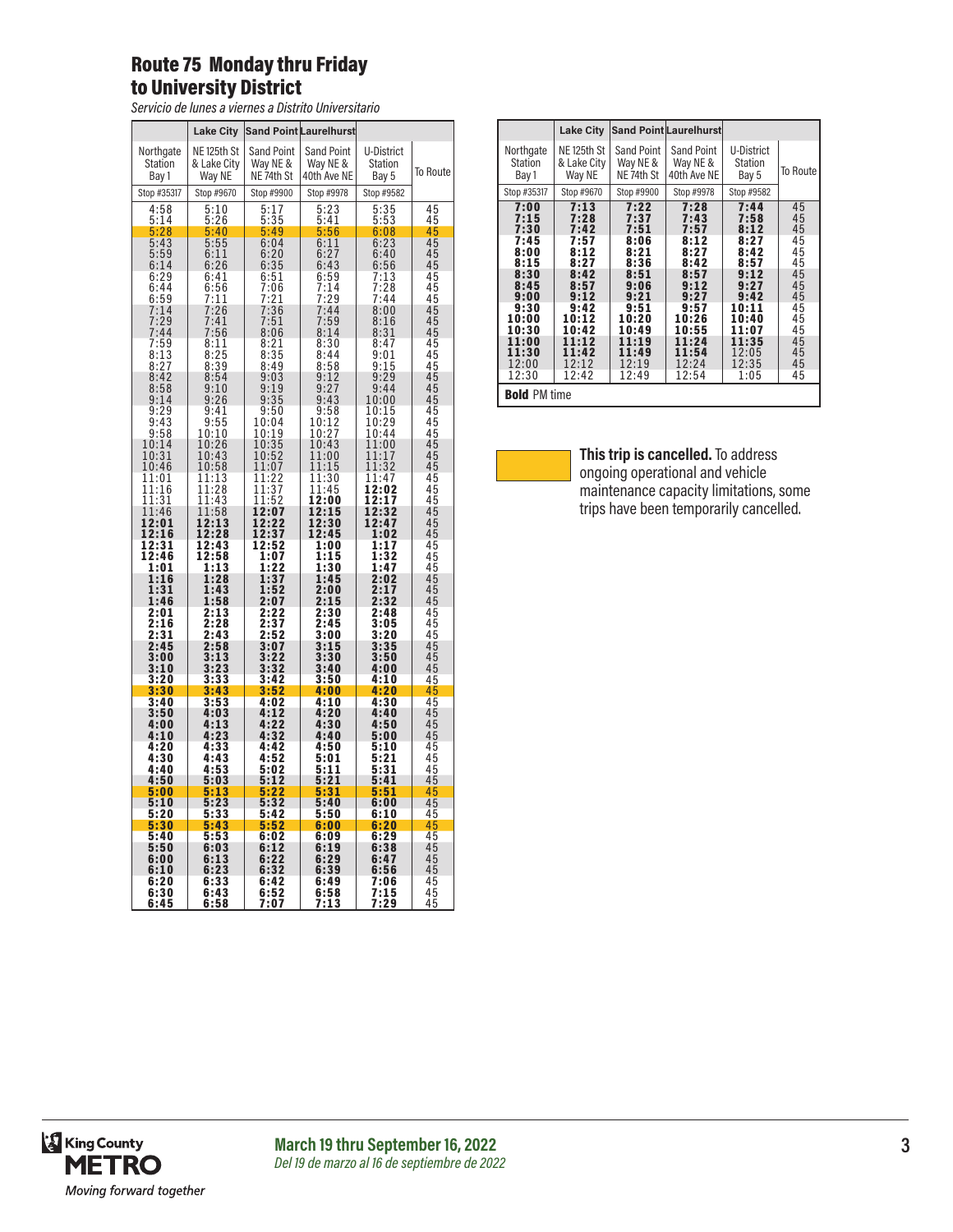# Route 75 Monday thru Friday to University District

*Servicio de lunes a viernes a Distrito Universitario*

| | Lake City | Sand Point | Laurelhurst | | |
|---|---|---|---|---|---|
| Northgate Station Bay 1 | NE 125th St & Lake City Way NE | Sand Point Way NE & NE 74th St | Sand Point Way NE & 40th Ave NE | U-District Station Bay 5 | To Route |
| Stop #35317 | Stop #9670 | Stop #9900 | Stop #9978 | Stop #9582 | |
| 4:58 | 5:10 | 5:17 | 5:23 | 5:35 | 45 |
| 5:14 | 5:26 | 5:35 | 5:41 | 5:53 | 45 |
| 5:28 | 5:40 | 5:49 | 5:56 | 6:08 | 45 |
| 5:43 | 5:55 | 6:04 | 6:11 | 6:23 | 45 |
| 5:59 | 6:11 | 6:20 | 6:27 | 6:40 | 45 |
| 6:14 | 6:26 | 6:35 | 6:43 | 6:56 | 45 |
| 6:29 | 6:41 | 6:51 | 6:59 | 7:13 | 45 |
| 6:44 | 6:56 | 7:06 | 7:14 | 7:28 | 45 |
| 6:59 | 7:11 | 7:21 | 7:29 | 7:44 | 45 |
| 7:14 | 7:26 | 7:36 | 7:44 | 8:00 | 45 |
| 7:29 | 7:41 | 7:51 | 7:59 | 8:16 | 45 |
| 7:44 | 7:56 | 8:06 | 8:14 | 8:31 | 45 |
| 7:59 | 8:11 | 8:21 | 8:30 | 8:47 | 45 |
| 8:13 | 8:25 | 8:35 | 8:44 | 9:01 | 45 |
| 8:27 | 8:39 | 8:49 | 8:58 | 9:15 | 45 |
| 8:42 | 8:54 | 9:03 | 9:12 | 9:29 | 45 |
| 8:58 | 9:10 | 9:19 | 9:27 | 9:44 | 45 |
| 9:14 | 9:26 | 9:35 | 9:43 | 10:00 | 45 |
| 9:29 | 9:41 | 9:50 | 9:58 | 10:15 | 45 |
| 9:43 | 9:55 | 10:04 | 10:12 | 10:29 | 45 |
| 9:58 | 10:10 | 10:19 | 10:27 | 10:44 | 45 |
| 10:14 | 10:26 | 10:35 | 10:43 | 11:00 | 45 |
| 10:31 | 10:43 | 10:52 | 11:00 | 11:17 | 45 |
| 10:46 | 10:58 | 11:07 | 11:15 | 11:32 | 45 |
| 11:01 | 11:13 | 11:22 | 11:30 | 11:47 | 45 |
| 11:16 | 11:28 | 11:37 | 11:45 | **12:02** | 45 |
| 11:31 | 11:43 | 11:52 | **12:00** | **12:17** | 45 |
| 11:46 | 11:58 | **12:07** | **12:15** | **12:32** | 45 |
| **12:01** | **12:13** | **12:22** | **12:30** | **12:47** | 45 |
| **12:16** | **12:28** | **12:37** | **12:45** | **1:02** | 45 |
| **12:31** | **12:43** | **12:52** | **1:00** | **1:17** | 45 |
| **12:46** | **12:58** | **1:07** | **1:15** | **1:32** | 45 |
| **1:01** | **1:13** | **1:22** | **1:30** | **1:47** | 45 |
| **1:16** | **1:28** | **1:37** | **1:45** | **2:02** | 45 |
| **1:31** | **1:43** | **1:52** | **2:00** | **2:17** | 45 |
| **1:46** | **1:58** | **2:07** | **2:15** | **2:32** | 45 |
| **2:01** | **2:13** | **2:22** | **2:30** | **2:48** | 45 |
| **2:16** | **2:28** | **2:37** | **2:45** | **3:05** | 45 |
| **2:31** | **2:43** | **2:52** | **3:00** | **3:20** | 45 |
| **2:45** | **2:58** | **3:07** | **3:15** | **3:35** | 45 |
| **3:00** | **3:13** | **3:22** | **3:30** | **3:50** | 45 |
| **3:10** | **3:23** | **3:32** | **3:40** | **4:00** | 45 |
| **3:20** | **3:33** | **3:42** | **3:50** | **4:10** | 45 |
| **3:30** | **3:43** | **3:52** | **4:00** | **4:20** | 45 |
| **3:40** | **3:53** | **4:02** | **4:10** | **4:30** | 45 |
| **3:50** | **4:03** | **4:12** | **4:20** | **4:40** | 45 |
| **4:00** | **4:13** | **4:22** | **4:30** | **4:50** | 45 |
| **4:10** | **4:23** | **4:32** | **4:40** | **5:00** | 45 |
| **4:20** | **4:33** | **4:42** | **4:50** | **5:10** | 45 |
| **4:30** | **4:43** | **4:52** | **5:01** | **5:21** | 45 |
| **4:40** | **4:53** | **5:02** | **5:11** | **5:31** | 45 |
| **4:50** | **5:03** | **5:12** | **5:21** | **5:41** | 45 |
| **5:00** | **5:13** | **5:22** | **5:31** | **5:51** | 45 |
| **5:10** | **5:23** | **5:32** | **5:40** | **6:00** | 45 |
| **5:20** | **5:33** | **5:42** | **5:50** | **6:10** | 45 |
| **5:30** | **5:43** | **5:52** | **6:00** | **6:20** | 45 |
| **5:40** | **5:53** | **6:02** | **6:09** | **6:29** | 45 |
| **5:50** | **6:03** | **6:12** | **6:19** | **6:38** | 45 |
| **6:00** | **6:13** | **6:22** | **6:29** | **6:47** | 45 |
| **6:10** | **6:23** | **6:32** | **6:39** | **6:56** | 45 |
| **6:20** | **6:33** | **6:42** | **6:49** | **7:06** | 45 |
| **6:30** | **6:43** | **6:52** | **6:58** | **7:15** | 45 |
| **6:45** | **6:58** | **7:07** | **7:13** | **7:29** | 45 |
| **7:00** | **7:13** | **7:22** | **7:28** | **7:44** | 45 |
| **7:15** | **7:28** | **7:37** | **7:43** | **7:58** | 45 |
| **7:30** | **7:42** | **7:51** | **7:57** | **8:12** | 45 |
| **7:45** | **7:57** | **8:06** | **8:12** | **8:27** | 45 |
| **8:00** | **8:12** | **8:21** | **8:27** | **8:42** | 45 |
| **8:15** | **8:27** | **8:36** | **8:42** | **8:57** | 45 |
| **8:30** | **8:42** | **8:51** | **8:57** | **9:12** | 45 |
| **8:45** | **8:57** | **9:06** | **9:12** | **9:27** | 45 |
| **9:00** | **9:12** | **9:21** | **9:27** | **9:42** | 45 |
| **9:30** | **9:42** | **9:51** | **9:57** | **10:11** | 45 |
| **10:00** | **10:12** | **10:20** | **10:26** | **10:40** | 45 |
| **10:30** | **10:42** | **10:49** | **10:55** | **11:07** | 45 |
| **11:00** | **11:12** | **11:19** | **11:24** | **11:35** | 45 |
| **11:30** | **11:42** | **11:49** | **11:54** | 12:05 | 45 |
| 12:00 | 12:12 | 12:19 | 12:24 | 12:35 | 45 |
| 12:30 | 12:42 | 12:49 | 12:54 | 1:05 | 45 |

**Bold** PM time

**This trip is cancelled.** To address ongoing operational and vehicle maintenance capacity limitations, some trips have been temporarily cancelled. (Cancelled trips highlighted: 5:28, 3:30, 5:00, 5:30 departures from Northgate Station.)

**March 19 thru September 16, 2022**
*Del 19 de marzo al 16 de septiembre de 2022*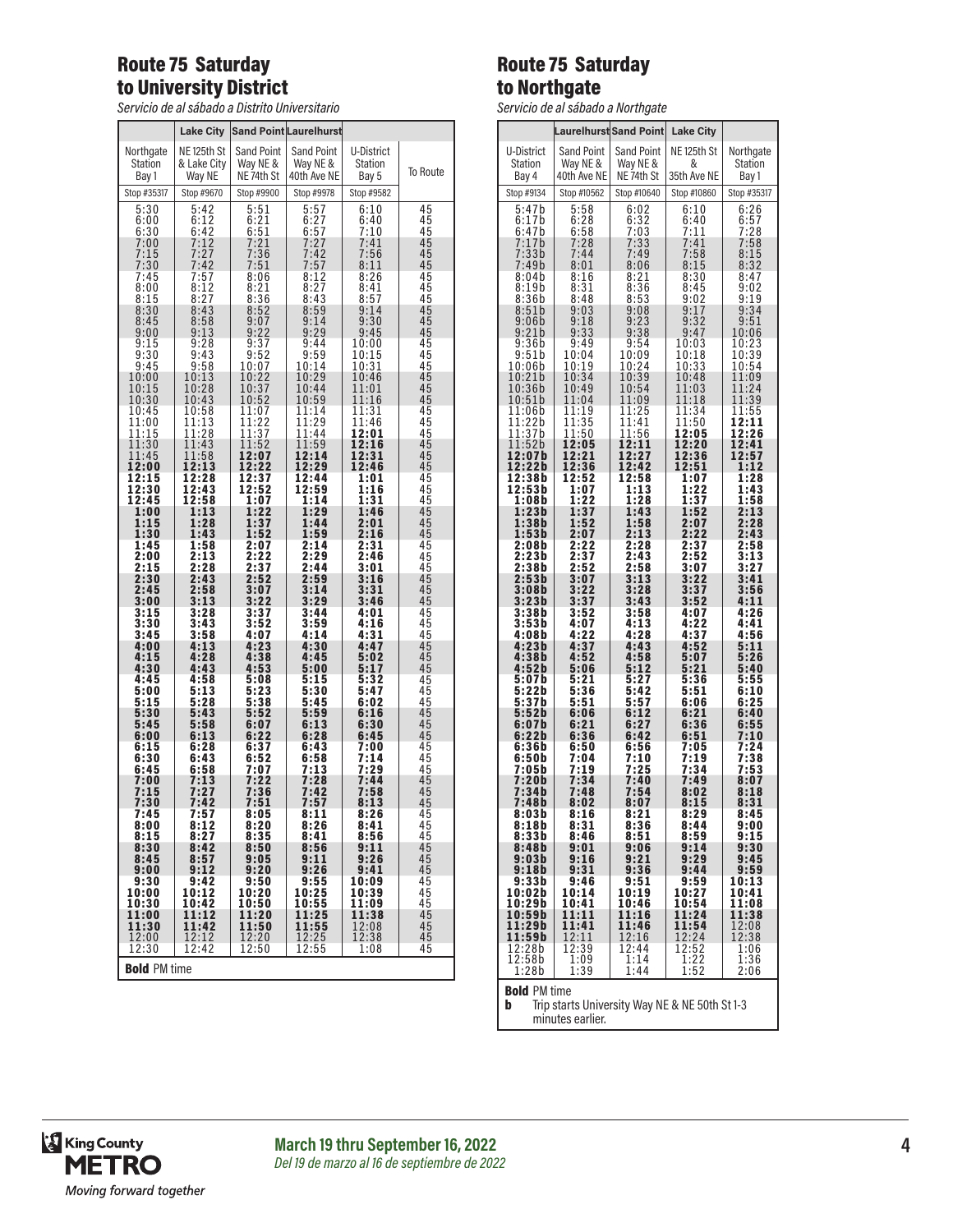## Route 75 Saturday to University District

*Servicio de al sábado a Distrito Universitario*

| | Lake City | Sand Point | Laurelhurst | | |
|---|---|---|---|---|---|
| Northgate Station Bay 1 | NE 125th St & Lake City Way NE | Sand Point Way NE & NE 74th St | Sand Point Way NE & 40th Ave NE | U-District Station Bay 5 | To Route |
| Stop #35317 | Stop #9670 | Stop #9900 | Stop #9978 | Stop #9582 | |
| 5:30 | 5:42 | 5:51 | 5:57 | 6:10 | 45 |
| 6:00 | 6:12 | 6:21 | 6:27 | 6:40 | 45 |
| 6:30 | 6:42 | 6:51 | 6:57 | 7:10 | 45 |
| 7:00 | 7:12 | 7:21 | 7:27 | 7:41 | 45 |
| 7:15 | 7:27 | 7:36 | 7:42 | 7:56 | 45 |
| 7:30 | 7:42 | 7:51 | 7:57 | 8:11 | 45 |
| 7:45 | 7:57 | 8:06 | 8:12 | 8:26 | 45 |
| 8:00 | 8:12 | 8:21 | 8:27 | 8:41 | 45 |
| 8:15 | 8:27 | 8:36 | 8:43 | 8:57 | 45 |
| 8:30 | 8:43 | 8:52 | 8:59 | 9:14 | 45 |
| 8:45 | 8:58 | 9:07 | 9:14 | 9:30 | 45 |
| 9:00 | 9:13 | 9:22 | 9:29 | 9:45 | 45 |
| 9:15 | 9:28 | 9:37 | 9:44 | 10:00 | 45 |
| 9:30 | 9:43 | 9:52 | 9:59 | 10:15 | 45 |
| 9:45 | 9:58 | 10:07 | 10:14 | 10:31 | 45 |
| 10:00 | 10:13 | 10:22 | 10:29 | 10:46 | 45 |
| 10:15 | 10:28 | 10:37 | 10:44 | 11:01 | 45 |
| 10:30 | 10:43 | 10:52 | 10:59 | 11:16 | 45 |
| 10:45 | 10:58 | 11:07 | 11:14 | 11:31 | 45 |
| 11:00 | 11:13 | 11:22 | 11:29 | 11:46 | 45 |
| 11:15 | 11:28 | 11:37 | 11:44 | **12:01** | 45 |
| 11:30 | 11:43 | 11:52 | 11:59 | **12:16** | 45 |
| 11:45 | 11:58 | **12:07** | **12:14** | **12:31** | 45 |
| **12:00** | **12:13** | **12:22** | **12:29** | **12:46** | 45 |
| **12:15** | **12:28** | **12:37** | **12:44** | **1:01** | 45 |
| **12:30** | **12:43** | **12:52** | **12:59** | **1:16** | 45 |
| **12:45** | **12:58** | **1:07** | **1:14** | **1:31** | 45 |
| **1:00** | **1:13** | **1:22** | **1:29** | **1:46** | 45 |
| **1:15** | **1:28** | **1:37** | **1:44** | **2:01** | 45 |
| **1:30** | **1:43** | **1:52** | **1:59** | **2:16** | 45 |
| **1:45** | **1:58** | **2:07** | **2:14** | **2:31** | 45 |
| **2:00** | **2:13** | **2:22** | **2:29** | **2:46** | 45 |
| **2:15** | **2:28** | **2:37** | **2:44** | **3:01** | 45 |
| **2:30** | **2:43** | **2:52** | **2:59** | **3:16** | 45 |
| **2:45** | **2:58** | **3:07** | **3:14** | **3:31** | 45 |
| **3:00** | **3:13** | **3:22** | **3:29** | **3:46** | 45 |
| **3:15** | **3:28** | **3:37** | **3:44** | **4:01** | 45 |
| **3:30** | **3:43** | **3:52** | **3:59** | **4:16** | 45 |
| **3:45** | **3:58** | **4:07** | **4:14** | **4:31** | 45 |
| **4:00** | **4:13** | **4:23** | **4:30** | **4:47** | 45 |
| **4:15** | **4:28** | **4:38** | **4:45** | **5:02** | 45 |
| **4:30** | **4:43** | **4:53** | **5:00** | **5:17** | 45 |
| **4:45** | **4:58** | **5:08** | **5:15** | **5:32** | 45 |
| **5:00** | **5:13** | **5:23** | **5:30** | **5:47** | 45 |
| **5:15** | **5:28** | **5:38** | **5:45** | **6:02** | 45 |
| **5:30** | **5:43** | **5:52** | **5:59** | **6:16** | 45 |
| **5:45** | **5:58** | **6:07** | **6:13** | **6:30** | 45 |
| **6:00** | **6:13** | **6:22** | **6:28** | **6:45** | 45 |
| **6:15** | **6:28** | **6:37** | **6:43** | **7:00** | 45 |
| **6:30** | **6:43** | **6:52** | **6:58** | **7:14** | 45 |
| **6:45** | **6:58** | **7:07** | **7:13** | **7:29** | 45 |
| **7:00** | **7:13** | **7:22** | **7:28** | **7:44** | 45 |
| **7:15** | **7:27** | **7:36** | **7:42** | **7:58** | 45 |
| **7:30** | **7:42** | **7:51** | **7:57** | **8:13** | 45 |
| **7:45** | **7:57** | **8:05** | **8:11** | **8:26** | 45 |
| **8:00** | **8:12** | **8:20** | **8:26** | **8:41** | 45 |
| **8:15** | **8:27** | **8:35** | **8:41** | **8:56** | 45 |
| **8:30** | **8:42** | **8:50** | **8:56** | **9:11** | 45 |
| **8:45** | **8:57** | **9:05** | **9:11** | **9:26** | 45 |
| **9:00** | **9:12** | **9:20** | **9:26** | **9:41** | 45 |
| **9:30** | **9:42** | **9:50** | **9:55** | **10:09** | 45 |
| **10:00** | **10:12** | **10:20** | **10:25** | **10:39** | 45 |
| **10:30** | **10:42** | **10:50** | **10:55** | **11:09** | 45 |
| **11:00** | **11:12** | **11:20** | **11:25** | **11:38** | 45 |
| **11:30** | **11:42** | **11:50** | **11:55** | 12:08 | 45 |
| 12:00 | 12:12 | 12:20 | 12:25 | 12:38 | 45 |
| 12:30 | 12:42 | 12:50 | 12:55 | 1:08 | 45 |

**Bold** PM time

## Route 75 Saturday to Northgate

*Servicio de al sábado a Northgate*

| | Laurelhurst | Sand Point | Lake City | |
|---|---|---|---|---|
| U-District Station Bay 4 | Sand Point Way NE & 40th Ave NE | Sand Point Way NE & NE 74th St | NE 125th St & 35th Ave NE | Northgate Station Bay 1 |
| Stop #9134 | Stop #10562 | Stop #10640 | Stop #10860 | Stop #35317 |
| 5:47b | 5:58 | 6:02 | 6:10 | 6:26 |
| 6:17b | 6:28 | 6:32 | 6:40 | 6:57 |
| 6:47b | 6:58 | 7:03 | 7:11 | 7:28 |
| 7:17b | 7:28 | 7:33 | 7:41 | 7:58 |
| 7:33b | 7:44 | 7:49 | 7:58 | 8:15 |
| 7:49b | 8:01 | 8:06 | 8:15 | 8:32 |
| 8:04b | 8:16 | 8:21 | 8:30 | 8:47 |
| 8:19b | 8:31 | 8:36 | 8:45 | 9:02 |
| 8:36b | 8:48 | 8:53 | 9:02 | 9:19 |
| 8:51b | 9:03 | 9:08 | 9:17 | 9:34 |
| 9:06b | 9:18 | 9:23 | 9:32 | 9:51 |
| 9:21b | 9:33 | 9:38 | 9:47 | 10:06 |
| 9:36b | 9:49 | 9:54 | 10:03 | 10:23 |
| 9:51b | 10:04 | 10:09 | 10:18 | 10:39 |
| 10:06b | 10:19 | 10:24 | 10:33 | 10:54 |
| 10:21b | 10:34 | 10:39 | 10:48 | 11:09 |
| 10:36b | 10:49 | 10:54 | 11:03 | 11:24 |
| 10:51b | 11:04 | 11:09 | 11:18 | 11:39 |
| 11:06b | 11:19 | 11:25 | 11:34 | 11:55 |
| 11:22b | 11:35 | 11:41 | 11:50 | **12:11** |
| 11:37b | 11:50 | 11:56 | **12:05** | **12:26** |
| 11:52b | **12:05** | **12:11** | **12:20** | **12:41** |
| **12:07b** | **12:21** | **12:27** | **12:36** | **12:57** |
| **12:22b** | **12:36** | **12:42** | **12:51** | **1:12** |
| **12:38b** | **12:52** | **12:58** | **1:07** | **1:28** |
| **12:53b** | **1:07** | **1:13** | **1:22** | **1:43** |
| **1:08b** | **1:22** | **1:28** | **1:37** | **1:58** |
| **1:23b** | **1:37** | **1:43** | **1:52** | **2:13** |
| **1:38b** | **1:52** | **1:58** | **2:07** | **2:28** |
| **1:53b** | **2:07** | **2:13** | **2:22** | **2:43** |
| **2:08b** | **2:22** | **2:28** | **2:37** | **2:58** |
| **2:23b** | **2:37** | **2:43** | **2:52** | **3:13** |
| **2:38b** | **2:52** | **2:58** | **3:07** | **3:27** |
| **2:53b** | **3:07** | **3:13** | **3:22** | **3:41** |
| **3:08b** | **3:22** | **3:28** | **3:37** | **3:56** |
| **3:23b** | **3:37** | **3:43** | **3:52** | **4:11** |
| **3:38b** | **3:52** | **3:58** | **4:07** | **4:26** |
| **3:53b** | **4:07** | **4:13** | **4:22** | **4:41** |
| **4:08b** | **4:22** | **4:28** | **4:37** | **4:56** |
| **4:23b** | **4:37** | **4:43** | **4:52** | **5:11** |
| **4:38b** | **4:52** | **4:58** | **5:07** | **5:26** |
| **4:52b** | **5:06** | **5:12** | **5:21** | **5:40** |
| **5:07b** | **5:21** | **5:27** | **5:36** | **5:55** |
| **5:22b** | **5:36** | **5:42** | **5:51** | **6:10** |
| **5:37b** | **5:51** | **5:57** | **6:06** | **6:25** |
| **5:52b** | **6:06** | **6:12** | **6:21** | **6:40** |
| **6:07b** | **6:21** | **6:27** | **6:36** | **6:55** |
| **6:22b** | **6:36** | **6:42** | **6:51** | **7:10** |
| **6:36b** | **6:50** | **6:56** | **7:05** | **7:24** |
| **6:50b** | **7:04** | **7:10** | **7:19** | **7:38** |
| **7:05b** | **7:19** | **7:25** | **7:34** | **7:53** |
| **7:20b** | **7:34** | **7:40** | **7:49** | **8:07** |
| **7:34b** | **7:48** | **7:54** | **8:02** | **8:18** |
| **7:48b** | **8:02** | **8:07** | **8:15** | **8:31** |
| **8:03b** | **8:16** | **8:21** | **8:29** | **8:45** |
| **8:18b** | **8:31** | **8:36** | **8:44** | **9:00** |
| **8:33b** | **8:46** | **8:51** | **8:59** | **9:15** |
| **8:48b** | **9:01** | **9:06** | **9:14** | **9:30** |
| **9:03b** | **9:16** | **9:21** | **9:29** | **9:45** |
| **9:18b** | **9:31** | **9:36** | **9:44** | **9:59** |
| **9:33b** | **9:46** | **9:51** | **9:59** | **10:13** |
| **10:02b** | **10:14** | **10:19** | **10:27** | **10:41** |
| **10:29b** | **10:41** | **10:46** | **10:54** | **11:08** |
| **10:59b** | **11:11** | **11:16** | **11:24** | **11:38** |
| **11:29b** | **11:41** | **11:46** | **11:54** | 12:08 |
| **11:59b** | 12:11 | 12:16 | 12:24 | 12:38 |
| 12:28b | 12:39 | 12:44 | 12:52 | 1:06 |
| 12:58b | 1:09 | 1:14 | 1:22 | 1:36 |
| 1:28b | 1:39 | 1:44 | 1:52 | 2:06 |

**Bold** PM time

**b** Trip starts University Way NE & NE 50th St 1-3 minutes earlier.

**March 19 thru September 16, 2022**
*Del 19 de marzo al 16 de septiembre de 2022*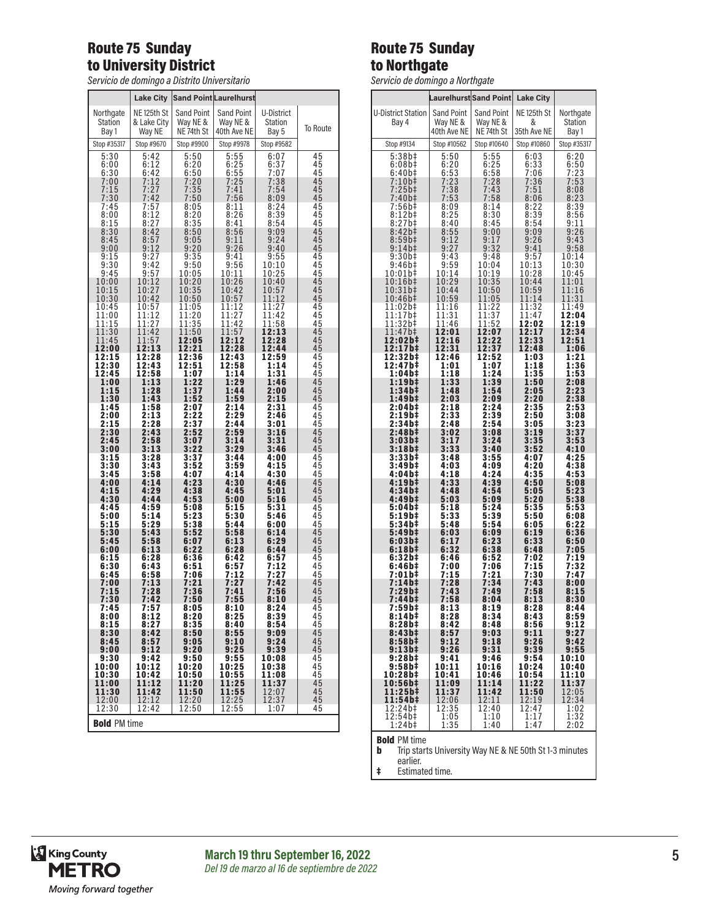## Route 75 Sunday to University District

*Servicio de domingo a Distrito Universitario*

| | Lake City | Sand Point | Laurelhurst | | |
|---|---|---|---|---|---|
| Northgate Station Bay 1 | NE 125th St & Lake City Way NE | Sand Point Way NE & NE 74th St | Sand Point Way NE & 40th Ave NE | U-District Station Bay 5 | To Route |
| Stop #35317 | Stop #9670 | Stop #9900 | Stop #9978 | Stop #9582 | |
| 5:30 | 5:42 | 5:50 | 5:55 | 6:07 | 45 |
| 6:00 | 6:12 | 6:20 | 6:25 | 6:37 | 45 |
| 6:30 | 6:42 | 6:50 | 6:55 | 7:07 | 45 |
| 7:00 | 7:12 | 7:20 | 7:25 | 7:38 | 45 |
| 7:15 | 7:27 | 7:35 | 7:41 | 7:54 | 45 |
| 7:30 | 7:42 | 7:50 | 7:56 | 8:09 | 45 |
| 7:45 | 7:57 | 8:05 | 8:11 | 8:24 | 45 |
| 8:00 | 8:12 | 8:20 | 8:26 | 8:39 | 45 |
| 8:15 | 8:27 | 8:35 | 8:41 | 8:54 | 45 |
| 8:30 | 8:42 | 8:50 | 8:56 | 9:09 | 45 |
| 8:45 | 8:57 | 9:05 | 9:11 | 9:24 | 45 |
| 9:00 | 9:12 | 9:20 | 9:26 | 9:40 | 45 |
| 9:15 | 9:27 | 9:35 | 9:41 | 9:55 | 45 |
| 9:30 | 9:42 | 9:50 | 9:56 | 10:10 | 45 |
| 9:45 | 9:57 | 10:05 | 10:11 | 10:25 | 45 |
| 10:00 | 10:12 | 10:20 | 10:26 | 10:40 | 45 |
| 10:15 | 10:27 | 10:35 | 10:42 | 10:57 | 45 |
| 10:30 | 10:42 | 10:50 | 10:57 | 11:12 | 45 |
| 10:45 | 10:57 | 11:05 | 11:12 | 11:27 | 45 |
| 11:00 | 11:12 | 11:20 | 11:27 | 11:42 | 45 |
| 11:15 | 11:27 | 11:35 | 11:42 | 11:58 | 45 |
| 11:30 | 11:42 | 11:50 | 11:57 | **12:13** | 45 |
| 11:45 | 11:57 | **12:05** | **12:12** | **12:28** | 45 |
| **12:00** | **12:13** | **12:21** | **12:28** | **12:44** | 45 |
| **12:15** | **12:28** | **12:36** | **12:43** | **12:59** | 45 |
| **12:30** | **12:43** | **12:51** | **12:58** | **1:14** | 45 |
| **12:45** | **12:58** | **1:07** | **1:14** | **1:31** | 45 |
| **1:00** | **1:13** | **1:22** | **1:29** | **1:46** | 45 |
| **1:15** | **1:28** | **1:37** | **1:44** | **2:00** | 45 |
| **1:30** | **1:43** | **1:52** | **1:59** | **2:15** | 45 |
| **1:45** | **1:58** | **2:07** | **2:14** | **2:31** | 45 |
| **2:00** | **2:13** | **2:22** | **2:29** | **2:46** | 45 |
| **2:15** | **2:28** | **2:37** | **2:44** | **3:01** | 45 |
| **2:30** | **2:43** | **2:52** | **2:59** | **3:16** | 45 |
| **2:45** | **2:58** | **3:07** | **3:14** | **3:31** | 45 |
| **3:00** | **3:13** | **3:22** | **3:29** | **3:46** | 45 |
| **3:15** | **3:28** | **3:37** | **3:44** | **4:00** | 45 |
| **3:30** | **3:43** | **3:52** | **3:59** | **4:15** | 45 |
| **3:45** | **3:58** | **4:07** | **4:14** | **4:30** | 45 |
| **4:00** | **4:14** | **4:23** | **4:30** | **4:46** | 45 |
| **4:15** | **4:29** | **4:38** | **4:45** | **5:01** | 45 |
| **4:30** | **4:44** | **4:53** | **5:00** | **5:16** | 45 |
| **4:45** | **4:59** | **5:08** | **5:15** | **5:31** | 45 |
| **5:00** | **5:14** | **5:23** | **5:30** | **5:46** | 45 |
| **5:15** | **5:29** | **5:38** | **5:44** | **6:00** | 45 |
| **5:30** | **5:43** | **5:52** | **5:58** | **6:14** | 45 |
| **5:45** | **5:58** | **6:07** | **6:13** | **6:29** | 45 |
| **6:00** | **6:13** | **6:22** | **6:28** | **6:44** | 45 |
| **6:15** | **6:28** | **6:36** | **6:42** | **6:57** | 45 |
| **6:30** | **6:43** | **6:51** | **6:57** | **7:12** | 45 |
| **6:45** | **6:58** | **7:06** | **7:12** | **7:27** | 45 |
| **7:00** | **7:13** | **7:21** | **7:27** | **7:42** | 45 |
| **7:15** | **7:28** | **7:36** | **7:41** | **7:56** | 45 |
| **7:30** | **7:42** | **7:50** | **7:55** | **8:10** | 45 |
| **7:45** | **7:57** | **8:05** | **8:10** | **8:24** | 45 |
| **8:00** | **8:12** | **8:20** | **8:25** | **8:39** | 45 |
| **8:15** | **8:27** | **8:35** | **8:40** | **8:54** | 45 |
| **8:30** | **8:42** | **8:50** | **8:55** | **9:09** | 45 |
| **8:45** | **8:57** | **9:05** | **9:10** | **9:24** | 45 |
| **9:00** | **9:12** | **9:20** | **9:25** | **9:39** | 45 |
| **9:30** | **9:42** | **9:50** | **9:55** | **10:08** | 45 |
| **10:00** | **10:12** | **10:20** | **10:25** | **10:38** | 45 |
| **10:30** | **10:42** | **10:50** | **10:55** | **11:08** | 45 |
| **11:00** | **11:12** | **11:20** | **11:25** | **11:37** | 45 |
| **11:30** | **11:42** | **11:50** | **11:55** | 12:07 | 45 |
| 12:00 | 12:12 | 12:20 | 12:25 | 12:37 | 45 |
| 12:30 | 12:42 | 12:50 | 12:55 | 1:07 | 45 |

**Bold** PM time

## Route 75 Sunday to Northgate

*Servicio de domingo a Northgate*

| | Laurelhurst | Sand Point | Lake City | |
|---|---|---|---|---|
| U-District Station Bay 4 | Sand Point Way NE & 40th Ave NE | Sand Point Way NE & NE 74th St | NE 125th St & 35th Ave NE | Northgate Station Bay 1 |
| Stop #9134 | Stop #10562 | Stop #10640 | Stop #10860 | Stop #35317 |
| 5:38b‡ | 5:50 | 5:55 | 6:03 | 6:20 |
| 6:08b‡ | 6:20 | 6:25 | 6:33 | 6:50 |
| 6:40b‡ | 6:53 | 6:58 | 7:06 | 7:23 |
| 7:10b‡ | 7:23 | 7:28 | 7:36 | 7:53 |
| 7:25b‡ | 7:38 | 7:43 | 7:51 | 8:08 |
| 7:40b‡ | 7:53 | 7:58 | 8:06 | 8:23 |
| 7:56b‡ | 8:09 | 8:14 | 8:22 | 8:39 |
| 8:12b‡ | 8:25 | 8:30 | 8:39 | 8:56 |
| 8:27b‡ | 8:40 | 8:45 | 8:54 | 9:11 |
| 8:42b‡ | 8:55 | 9:00 | 9:09 | 9:26 |
| 8:59b‡ | 9:12 | 9:17 | 9:26 | 9:43 |
| 9:14b‡ | 9:27 | 9:32 | 9:41 | 9:58 |
| 9:30b‡ | 9:43 | 9:48 | 9:57 | 10:14 |
| 9:46b‡ | 9:59 | 10:04 | 10:13 | 10:30 |
| 10:01b‡ | 10:14 | 10:19 | 10:28 | 10:45 |
| 10:16b‡ | 10:29 | 10:35 | 10:44 | 11:01 |
| 10:31b‡ | 10:44 | 10:50 | 10:59 | 11:16 |
| 10:46b‡ | 10:59 | 11:05 | 11:14 | 11:31 |
| 11:02b‡ | 11:16 | 11:22 | 11:32 | 11:49 |
| 11:17b‡ | 11:31 | 11:37 | 11:47 | **12:04** |
| 11:32b‡ | 11:46 | 11:52 | **12:02** | **12:19** |
| 11:47b‡ | **12:01** | **12:07** | **12:17** | **12:34** |
| **12:02b‡** | **12:16** | **12:22** | **12:33** | **12:51** |
| **12:17b‡** | **12:31** | **12:37** | **12:48** | **1:06** |
| **12:32b‡** | **12:46** | **12:52** | **1:03** | **1:21** |
| **12:47b‡** | **1:01** | **1:07** | **1:18** | **1:36** |
| **1:04b‡** | **1:18** | **1:24** | **1:35** | **1:53** |
| **1:19b‡** | **1:33** | **1:39** | **1:50** | **2:08** |
| **1:34b‡** | **1:48** | **1:54** | **2:05** | **2:23** |
| **1:49b‡** | **2:03** | **2:09** | **2:20** | **2:38** |
| **2:04b‡** | **2:18** | **2:24** | **2:35** | **2:53** |
| **2:19b‡** | **2:33** | **2:39** | **2:50** | **3:08** |
| **2:34b‡** | **2:48** | **2:54** | **3:05** | **3:23** |
| **2:48b‡** | **3:02** | **3:08** | **3:19** | **3:37** |
| **3:03b‡** | **3:17** | **3:24** | **3:35** | **3:53** |
| **3:18b‡** | **3:33** | **3:40** | **3:52** | **4:10** |
| **3:33b‡** | **3:48** | **3:55** | **4:07** | **4:25** |
| **3:49b‡** | **4:03** | **4:09** | **4:20** | **4:38** |
| **4:04b‡** | **4:18** | **4:24** | **4:35** | **4:53** |
| **4:19b‡** | **4:33** | **4:39** | **4:50** | **5:08** |
| **4:34b‡** | **4:48** | **4:54** | **5:05** | **5:23** |
| **4:49b‡** | **5:03** | **5:09** | **5:20** | **5:38** |
| **5:04b‡** | **5:18** | **5:24** | **5:35** | **5:53** |
| **5:19b‡** | **5:33** | **5:39** | **5:50** | **6:08** |
| **5:34b‡** | **5:48** | **5:54** | **6:05** | **6:22** |
| **5:49b‡** | **6:03** | **6:09** | **6:19** | **6:36** |
| **6:03b‡** | **6:17** | **6:23** | **6:33** | **6:50** |
| **6:18b‡** | **6:32** | **6:38** | **6:48** | **7:05** |
| **6:32b‡** | **6:46** | **6:52** | **7:02** | **7:19** |
| **6:46b‡** | **7:00** | **7:06** | **7:15** | **7:32** |
| **7:01b‡** | **7:15** | **7:21** | **7:30** | **7:47** |
| **7:14b‡** | **7:28** | **7:34** | **7:43** | **8:00** |
| **7:29b‡** | **7:43** | **7:49** | **7:58** | **8:15** |
| **7:44b‡** | **7:58** | **8:04** | **8:13** | **8:30** |
| **7:59b‡** | **8:13** | **8:19** | **8:28** | **8:44** |
| **8:14b‡** | **8:28** | **8:34** | **8:43** | **8:59** |
| **8:28b‡** | **8:42** | **8:48** | **8:56** | **9:12** |
| **8:43b‡** | **8:57** | **9:03** | **9:11** | **9:27** |
| **8:58b‡** | **9:12** | **9:18** | **9:26** | **9:42** |
| **9:13b‡** | **9:26** | **9:31** | **9:39** | **9:55** |
| **9:28b‡** | **9:41** | **9:46** | **9:54** | **10:10** |
| **9:58b‡** | **10:11** | **10:16** | **10:24** | **10:40** |
| **10:28b‡** | **10:41** | **10:46** | **10:54** | **11:10** |
| **10:56b‡** | **11:09** | **11:14** | **11:22** | **11:37** |
| **11:25b‡** | **11:37** | **11:42** | **11:50** | 12:05 |
| **11:54b‡** | 12:06 | 12:11 | 12:19 | 12:34 |
| 12:24b‡ | 12:35 | 12:40 | 12:47 | 1:02 |
| 12:54b‡ | 1:05 | 1:10 | 1:17 | 1:32 |
| 1:24b‡ | 1:35 | 1:40 | 1:47 | 2:02 |

**Bold** PM time

**b** Trip starts University Way NE & NE 50th St 1-3 minutes earlier.

**‡** Estimated time.

King County METRO
*Moving forward together*

**March 19 thru September 16, 2022**
*Del 19 de marzo al 16 de septiembre de 2022*